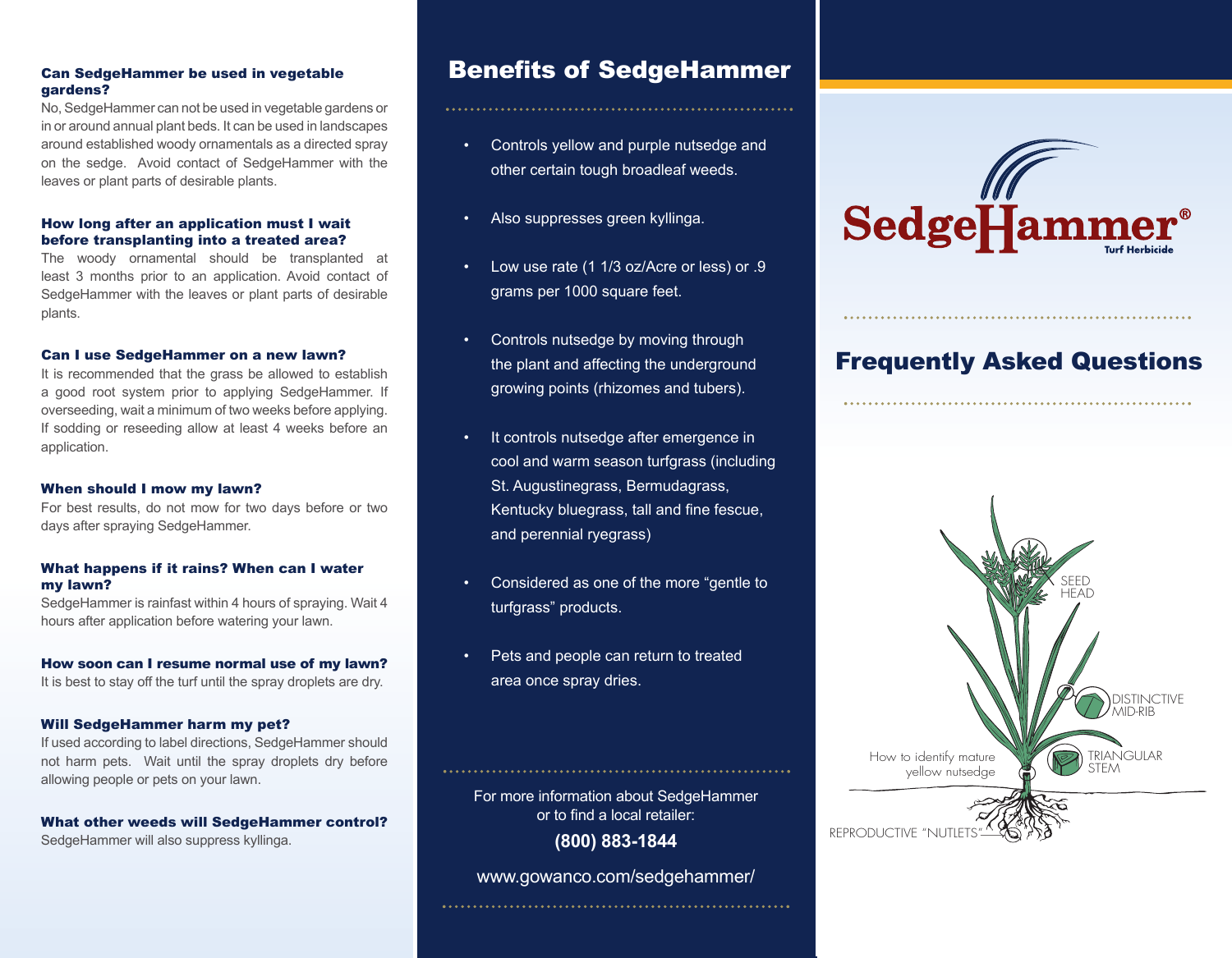### Can SedgeHammer be used in vegetable gardens?

No, SedgeHammer can not be used in vegetable gardens or in or around annual plant beds. It can be used in landscapes around established woody ornamentals as a directed spray on the sedge. Avoid contact of SedgeHammer with the leaves or plant parts of desirable plants.

### How long after an application must I wait before transplanting into a treated area?

The woody ornamental should be transplanted at least 3 months prior to an application. Avoid contact of SedgeHammer with the leaves or plant parts of desirable plants.

### Can I use SedgeHammer on a new lawn?

It is recommended that the grass be allowed to establish a good root system prior to applying SedgeHammer. If overseeding, wait a minimum of two weeks before applying. If sodding or reseeding allow at least 4 weeks before an application.

### When should I mow my lawn?

For best results, do not mow for two days before or two days after spraying SedgeHammer.

### What happens if it rains? When can I water my lawn?

SedgeHammer is rainfast within 4 hours of spraying. Wait 4 hours after application before watering your lawn.

### How soon can I resume normal use of my lawn?

It is best to stay off the turf until the spray droplets are dry.

### Will SedgeHammer harm my pet?

If used according to label directions, SedgeHammer should not harm pets. Wait until the spray droplets dry before allowing people or pets on your lawn.

### What other weeds will SedgeHammer control?

SedgeHammer will also suppress kyllinga.

## Benefits of SedgeHammer

- Controls yellow and purple nutsedge and other certain tough broadleaf weeds.
- Also suppresses green kyllinga.
- Low use rate (1 1/3 oz/Acre or less) or .9 grams per 1000 square feet.
- Controls nutsedge by moving through the plant and affecting the underground growing points (rhizomes and tubers).
- It controls nutsedge after emergence in cool and warm season turfgrass (including St. Augustinegrass, Bermudagrass, Kentucky bluegrass, tall and fine fescue, and perennial ryegrass)
- Considered as one of the more “gentle to turfgrass” products.
- Pets and people can return to treated area once spray dries.

For more information about SedgeHammer or to find a local retailer:

**(800) 883-1844**

www.gowanco.com/sedgehammer/

# SedgeHammer® Turf Herbicide

## Frequently Asked Questions

SEED HEAD

DISTINCTIVE MID-RIB

TRIANGULAR STEM

How to identify mature yellow nutsedge

REPRODUCTIVE “NUTLETS”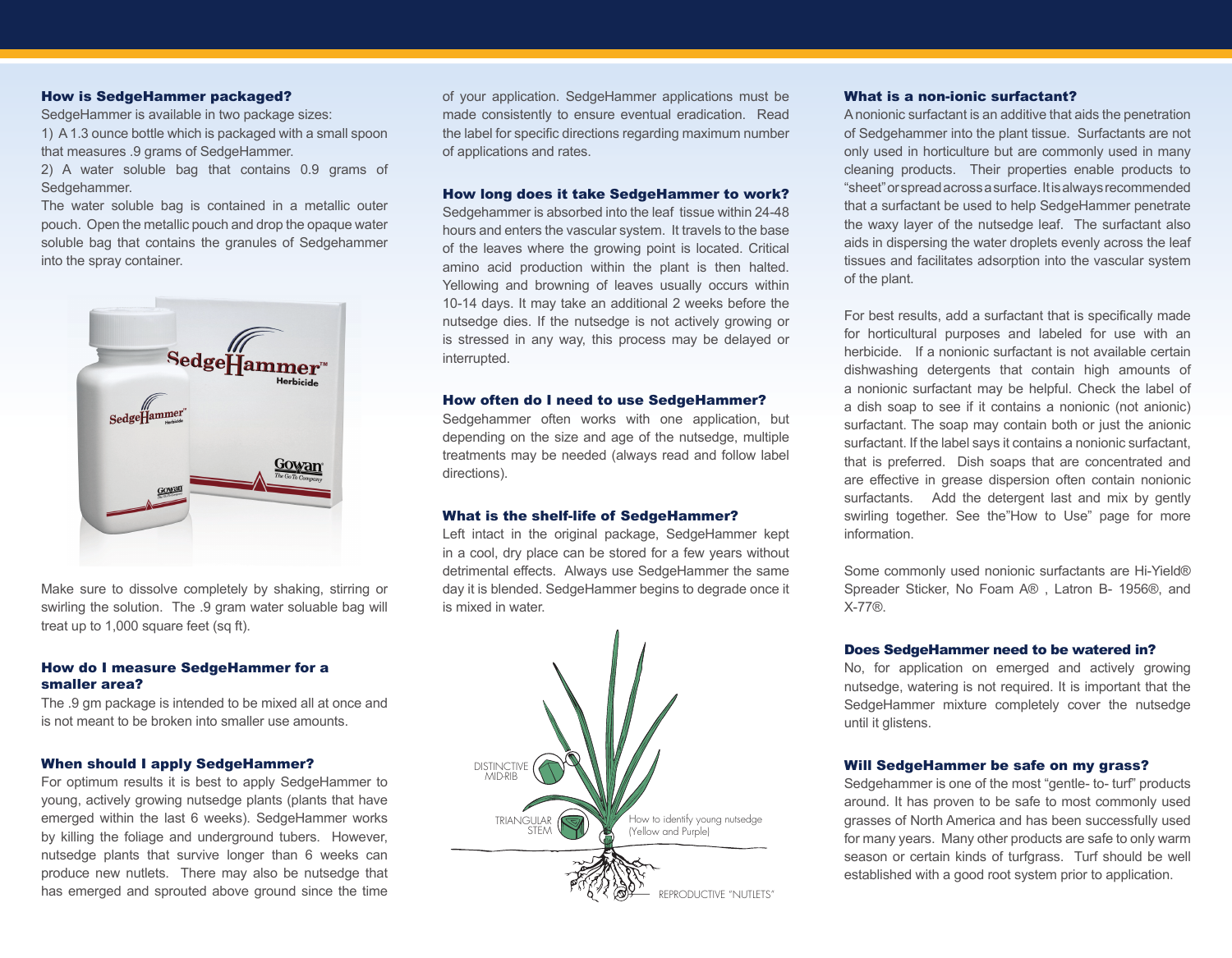### How is SedgeHammer packaged?

SedgeHammer is available in two package sizes:

1) A 1.3 ounce bottle which is packaged with a small spoon that measures .9 grams of SedgeHammer.

2) A water soluble bag that contains 0.9 grams of Sedgehammer.

The water soluble bag is contained in a metallic outer pouch. Open the metallic pouch and drop the opaque water soluble bag that contains the granules of Sedgehammer into the spray container.

Make sure to dissolve completely by shaking, stirring or swirling the solution. The .9 gram water soluable bag will treat up to 1,000 square feet (sq ft).

### How do I measure SedgeHammer for a smaller area?

The .9 gm package is intended to be mixed all at once and is not meant to be broken into smaller use amounts.

### When should I apply SedgeHammer?

For optimum results it is best to apply SedgeHammer to young, actively growing nutsedge plants (plants that have emerged within the last 6 weeks). SedgeHammer works by killing the foliage and underground tubers. However, nutsedge plants that survive longer than 6 weeks can produce new nutlets. There may also be nutsedge that has emerged and sprouted above ground since the time of your application. SedgeHammer applications must be made consistently to ensure eventual eradication. Read the label for specific directions regarding maximum number of applications and rates.

### How long does it take SedgeHammer to work?

Sedgehammer is absorbed into the leaf tissue within 24-48 hours and enters the vascular system. It travels to the base of the leaves where the growing point is located. Critical amino acid production within the plant is then halted. Yellowing and browning of leaves usually occurs within 10-14 days. It may take an additional 2 weeks before the nutsedge dies. If the nutsedge is not actively growing or is stressed in any way, this process may be delayed or interrupted.

### How often do I need to use SedgeHammer?

Sedgehammer often works with one application, but depending on the size and age of the nutsedge, multiple treatments may be needed (always read and follow label directions).

### What is the shelf-life of SedgeHammer?

Left intact in the original package, SedgeHammer kept in a cool, dry place can be stored for a few years without detrimental effects. Always use SedgeHammer the same day it is blended. SedgeHammer begins to degrade once it is mixed in water.

DISTINCTIVE MID-RIB

TRIANGULAR STEM

How to identify young nutsedge (Yellow and Purple)

REPRODUCTIVE "NUTLETS"

### What is a non-ionic surfactant?

A nonionic surfactant is an additive that aids the penetration of Sedgehammer into the plant tissue. Surfactants are not only used in horticulture but are commonly used in many cleaning products. Their properties enable products to "sheet" or spread across a surface. It is always recommended that a surfactant be used to help SedgeHammer penetrate the waxy layer of the nutsedge leaf. The surfactant also aids in dispersing the water droplets evenly across the leaf tissues and facilitates adsorption into the vascular system of the plant.

For best results, add a surfactant that is specifically made for horticultural purposes and labeled for use with an herbicide. If a nonionic surfactant is not available certain dishwashing detergents that contain high amounts of a nonionic surfactant may be helpful. Check the label of a dish soap to see if it contains a nonionic (not anionic) surfactant. The soap may contain both or just the anionic surfactant. If the label says it contains a nonionic surfactant, that is preferred. Dish soaps that are concentrated and are effective in grease dispersion often contain nonionic surfactants. Add the detergent last and mix by gently swirling together. See the"How to Use" page for more information.

Some commonly used nonionic surfactants are Hi-Yield® Spreader Sticker, No Foam A® , Latron B- 1956®, and X-77®.

### Does SedgeHammer need to be watered in?

No, for application on emerged and actively growing nutsedge, watering is not required. It is important that the SedgeHammer mixture completely cover the nutsedge until it glistens.

### Will SedgeHammer be safe on my grass?

Sedgehammer is one of the most "gentle- to- turf" products around. It has proven to be safe to most commonly used grasses of North America and has been successfully used for many years. Many other products are safe to only warm season or certain kinds of turfgrass. Turf should be well established with a good root system prior to application.